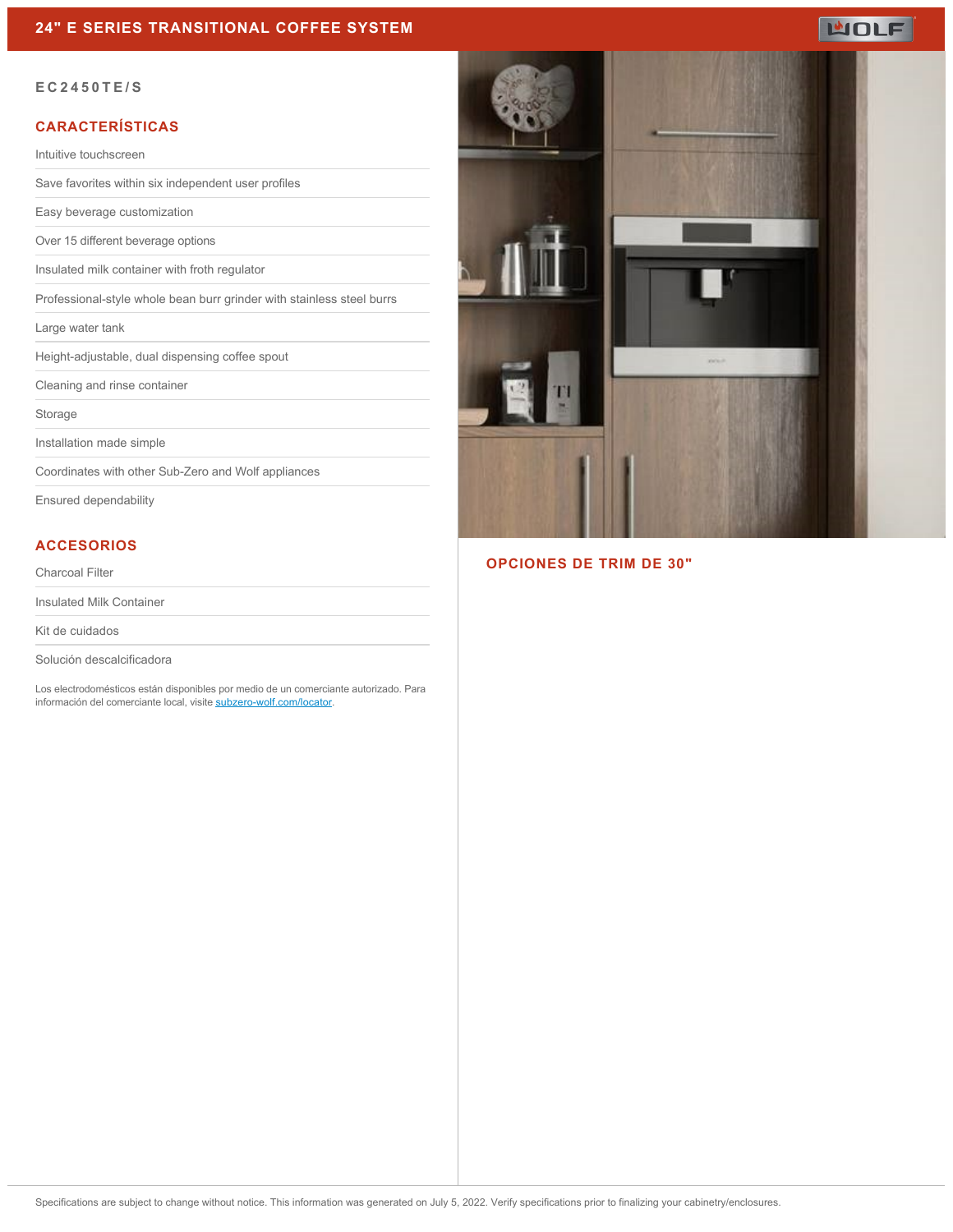# 24" E SERIES TRANSITIONAL COFFEE SYSTEM

**EC2450TE/S**

## CARACTERÍSTICAS

- Intuitive touchscreen
- Save favorites within six independent user profiles
- Easy beverage customization
- Over 15 different beverage options
- Insulated milk container with froth regulator
- Professional-style whole bean burr grinder with stainless steel burrs
- Large water tank
- Height-adjustable, dual dispensing coffee spout
- Cleaning and rinse container
- Storage
- Installation made simple
- Coordinates with other Sub-Zero and Wolf appliances
- Ensured dependability

## ACCESORIOS

- Charcoal Filter
- Insulated Milk Container
- Kit de cuidados
- Solución descalcificadora

Los electrodomésticos están disponibles por medio de un comerciante autorizado. Para información del comerciante local, visite subzero-wolf.com/locator.

## OPCIONES DE TRIM DE 30"

Specifications are subject to change without notice. This information was generated on July 5, 2022. Verify specifications prior to finalizing your cabinetry/enclosures.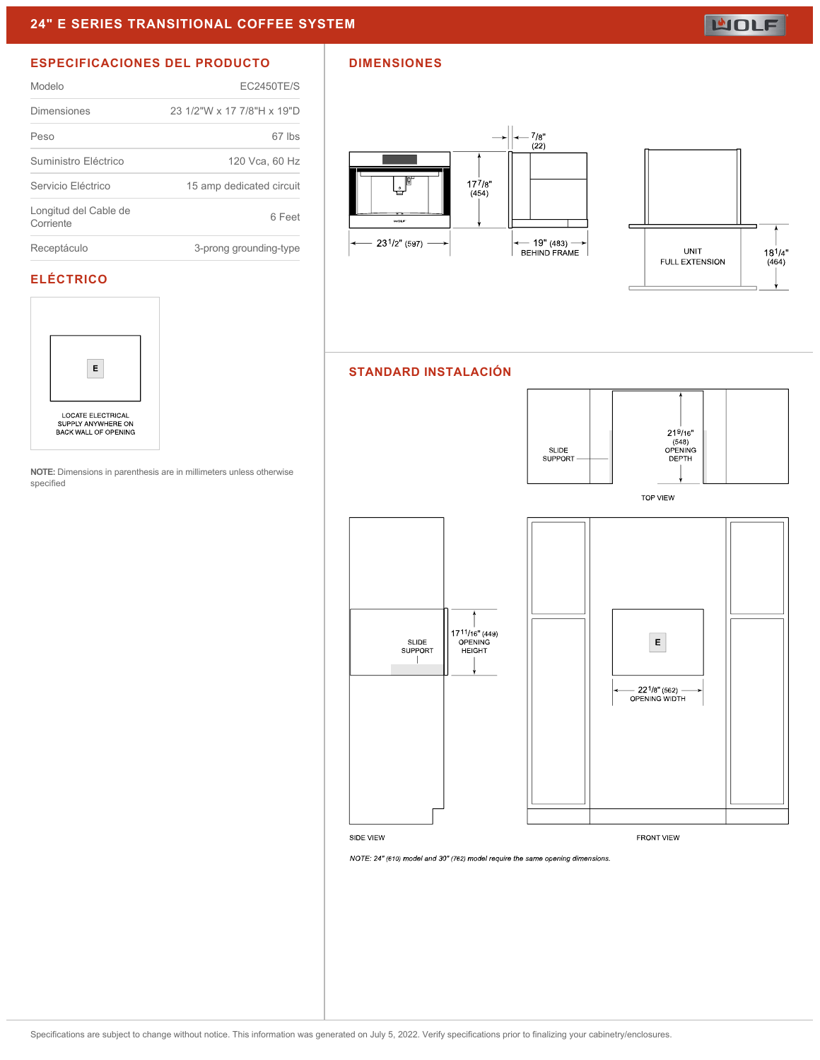# 24" E SERIES TRANSITIONAL COFFEE SYSTEM

## ESPECIFICACIONES DEL PRODUCTO

| | |
|---|---|
| Modelo | EC2450TE/S |
| Dimensiones | 23 1/2"W x 17 7/8"H x 19"D |
| Peso | 67 lbs |
| Suministro Eléctrico | 120 Vca, 60 Hz |
| Servicio Eléctrico | 15 amp dedicated circuit |
| Longitud del Cable de Corriente | 6 Feet |
| Receptáculo | 3-prong grounding-type |

## ELÉCTRICO

E

LOCATE ELECTRICAL SUPPLY ANYWHERE ON BACK WALL OF OPENING

**NOTE:** Dimensions in parenthesis are in millimeters unless otherwise specified

## DIMENSIONES

7/8" (22)

17 7/8" (454)

23 1/2" (597)

19" (483) BEHIND FRAME

UNIT FULL EXTENSION

18 1/4" (464)

## STANDARD INSTALACIÓN

SLIDE SUPPORT

21 9/16" (548) OPENING DEPTH

TOP VIEW

SLIDE SUPPORT

17 11/16" (449) OPENING HEIGHT

E

22 1/8" (562) OPENING WIDTH

SIDE VIEW

FRONT VIEW

*NOTE: 24" (610) model and 30" (762) model require the same opening dimensions.*

Specifications are subject to change without notice. This information was generated on July 5, 2022. Verify specifications prior to finalizing your cabinetry/enclosures.